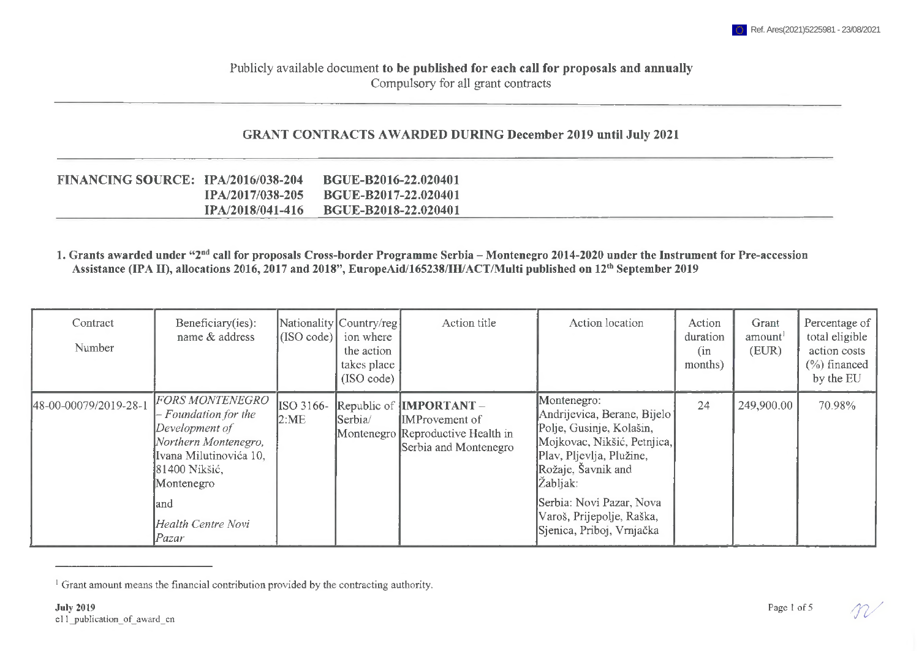Publicly available document **to be published for each call for proposals and annually**
Compulsory for all grant contracts

## GRANT CONTRACTS AWARDED DURING December 2019 until July 2021

**FINANCING SOURCE: IPA/2016/038-204 BGUE-B2016-22.020401**
**IPA/2017/038-205 BGUE-B2017-22.020401**
**IPA/2018/041-416 BGUE-B2018-22.020401**

**1. Grants awarded under "2nd call for proposals Cross-border Programme Serbia – Montenegro 2014-2020 under the Instrument for Pre-accession Assistance (IPA II), allocations 2016, 2017 and 2018", EuropeAid/165238/IH/ACT/Multi published on 12th September 2019**

| Contract Number | Beneficiary(ies): name & address | Nationality (ISO code) | Country/region where the action takes place (ISO code) | Action title | Action location | Action duration (in months) | Grant amount[1] (EUR) | Percentage of total eligible action costs (%) financed by the EU |
|---|---|---|---|---|---|---|---|---|
| 48-00-00079/2019-28-1 | *FORS MONTENEGRO – Foundation for the Development of Northern Montenegro,* Ivana Milutinovića 10, 81400 Nikšić, Montenegro<br>and<br>*Health Centre Novi Pazar* | ISO 3166-2:ME | Republic of Serbia/ Montenegro | **IMPORTANT** – **IMP**rovement of Reproductive Health in Serbia and Montenegro | Montenegro: Andrijevica, Berane, Bijelo Polje, Gusinje, Kolašin, Mojkovac, Nikšić, Petnjica, Plav, Pljevlja, Plužine, Rožaje, Šavnik and Žabljak:<br>Serbia: Novi Pazar, Nova Varoš, Prijepolje, Raška, Sjenica, Priboj, Vrnjačka | 24 | 249,900.00 | 70.98% |

[1] Grant amount means the financial contribution provided by the contracting authority.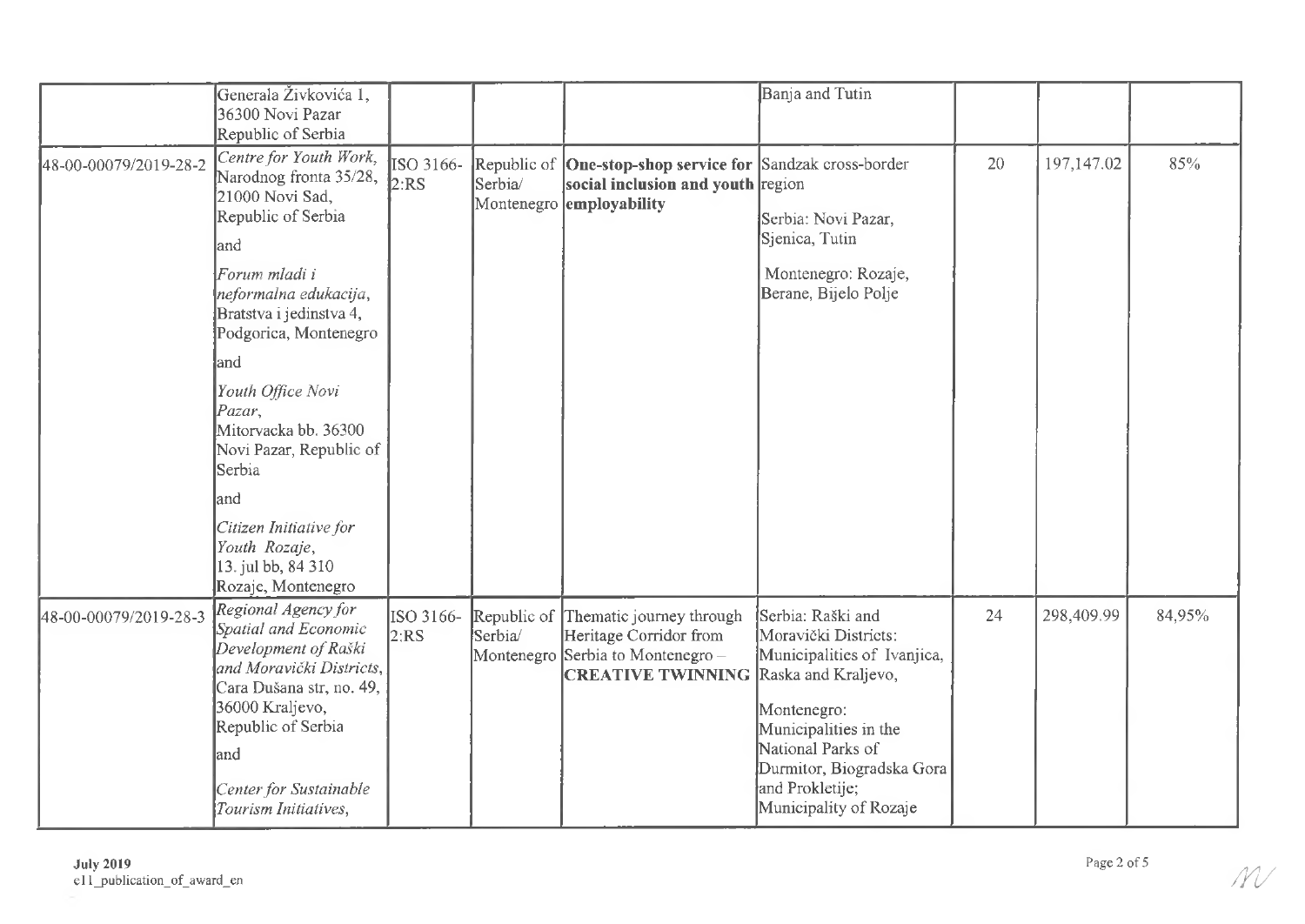| | | | | | | | | |
|---|---|---|---|---|---|---|---|---|
| | Generala Živkovića 1, 36300 Novi Pazar Republic of Serbia | | | | Banja and Tutin | | | |
| 48-00-00079/2019-28-2 | *Centre for Youth Work*, Narodnog fronta 35/28, 21000 Novi Sad, Republic of Serbia<br><br>and<br><br>*Forum mladi i neformalna edukacija*, Bratstva i jedinstva 4, Podgorica, Montenegro<br><br>and<br><br>*Youth Office Novi Pazar*, Mitorvacka bb. 36300 Novi Pazar, Republic of Serbia<br><br>and<br><br>*Citizen Initiative for Youth Rozaje*, 13. jul bb, 84 310 Rozaje, Montenegro | ISO 3166-2:RS | Republic of Serbia/ Montenegro | **One-stop-shop service for social inclusion and youth employability** | Sandzak cross-border region<br><br>Serbia: Novi Pazar, Sjenica, Tutin<br><br>Montenegro: Rozaje, Berane, Bijelo Polje | 20 | 197,147.02 | 85% |
| 48-00-00079/2019-28-3 | *Regional Agency for Spatial and Economic Development of Raški and Moravički Districts*, Cara Dušana str, no. 49, 36000 Kraljevo, Republic of Serbia<br><br>and<br><br>*Center for Sustainable Tourism Initiatives*, | ISO 3166-2:RS | Republic of Serbia/ Montenegro | Thematic journey through Heritage Corridor from Serbia to Montenegro – **CREATIVE TWINNING** | Serbia: Raški and Moravički Districts: Municipalities of Ivanjica, Raska and Kraljevo,<br><br>Montenegro: Municipalities in the National Parks of Durmitor, Biogradska Gora and Prokletije; Municipality of Rozaje | 24 | 298,409.99 | 84,95% |

July 2019
c11_publication_of_award_en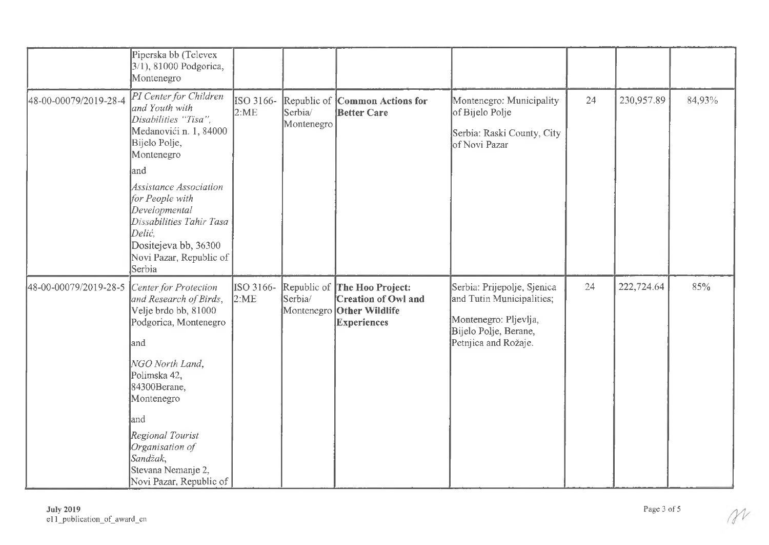| | | | | | | | | |
|---|---|---|---|---|---|---|---|---|
| | Piperska bb (Televex 3/1), 81000 Podgorica, Montenegro | | | | | | | |
| 48-00-00079/2019-28-4 | *PI Center for Children and Youth with Disabilities "Tisa"*, Medanovići n. 1, 84000 Bijelo Polje, Montenegro<br><br>and<br><br>*Assistance Association for People with Developmental Dissabilities Tahir Tasa Delić*, Dositejeva bb, 36300 Novi Pazar, Republic of Serbia | ISO 3166-2:ME | Republic of Serbia/ Montenegro | **Common Actions for Better Care** | Montenegro: Municipality of Bijelo Polje<br><br>Serbia: Raski County, City of Novi Pazar | 24 | 230,957.89 | 84,93% |
| 48-00-00079/2019-28-5 | *Center for Protection and Research of Birds*, Velje brdo bb, 81000 Podgorica, Montenegro<br><br>and<br><br>*NGO North Land*, Polimska 42, 84300Berane, Montenegro<br><br>and<br><br>*Regional Tourist Organisation of Sandžak*, Stevana Nemanje 2, Novi Pazar, Republic of | ISO 3166-2:ME | Republic of Serbia/ Montenegro | **The Hoo Project: Creation of Owl and Other Wildlife Experiences** | Serbia: Prijepolje, Sjenica and Tutin Municipalities;<br><br>Montenegro: Pljevlja, Bijelo Polje, Berane, Petnjica and Rožaje. | 24 | 222,724.64 | 85% |

**July 2019**
e11_publication_of_award_en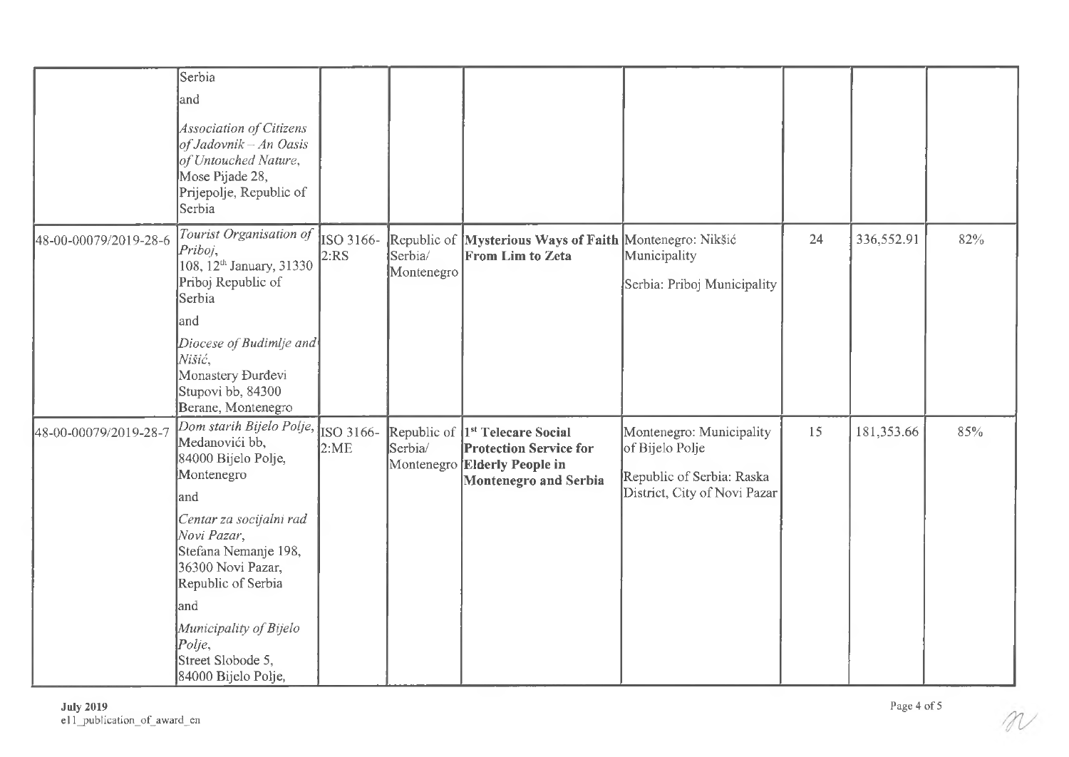| | | | | | | | | |
|---|---|---|---|---|---|---|---|---|
| | Serbia<br>and<br>*Association of Citizens of Jadovnik – An Oasis of Untouched Nature*,<br>Mose Pijade 28,<br>Prijepolje, Republic of Serbia | | | | | | | |
| 48-00-00079/2019-28-6 | *Tourist Organisation of Priboj*,<br>108, 12[th] January, 31330 Priboj Republic of Serbia<br>and<br>*Diocese of Budimlje and Nišić*,<br>Monastery Đurđevi Stupovi bb, 84300 Berane, Montenegro | ISO 3166-2:RS | Republic of Serbia/ Montenegro | **Mysterious Ways of Faith From Lim to Zeta** | Montenegro: Nikšić Municipality<br>Serbia: Priboj Municipality | 24 | 336,552.91 | 82% |
| 48-00-00079/2019-28-7 | *Dom starih Bijelo Polje*,<br>Medanovići bb,<br>84000 Bijelo Polje, Montenegro<br>and<br>*Centar za socijalni rad Novi Pazar*,<br>Stefana Nemanje 198, 36300 Novi Pazar, Republic of Serbia<br>and<br>*Municipality of Bijelo Polje*,<br>Street Slobode 5,<br>84000 Bijelo Polje, | ISO 3166-2:ME | Republic of Serbia/ Montenegro | **1[st] Telecare Social Protection Service for Elderly People in Montenegro and Serbia** | Montenegro: Municipality of Bijelo Polje<br>Republic of Serbia: Raska District, City of Novi Pazar | 15 | 181,353.66 | 85% |

**July 2019**
e11_publication_of_award_en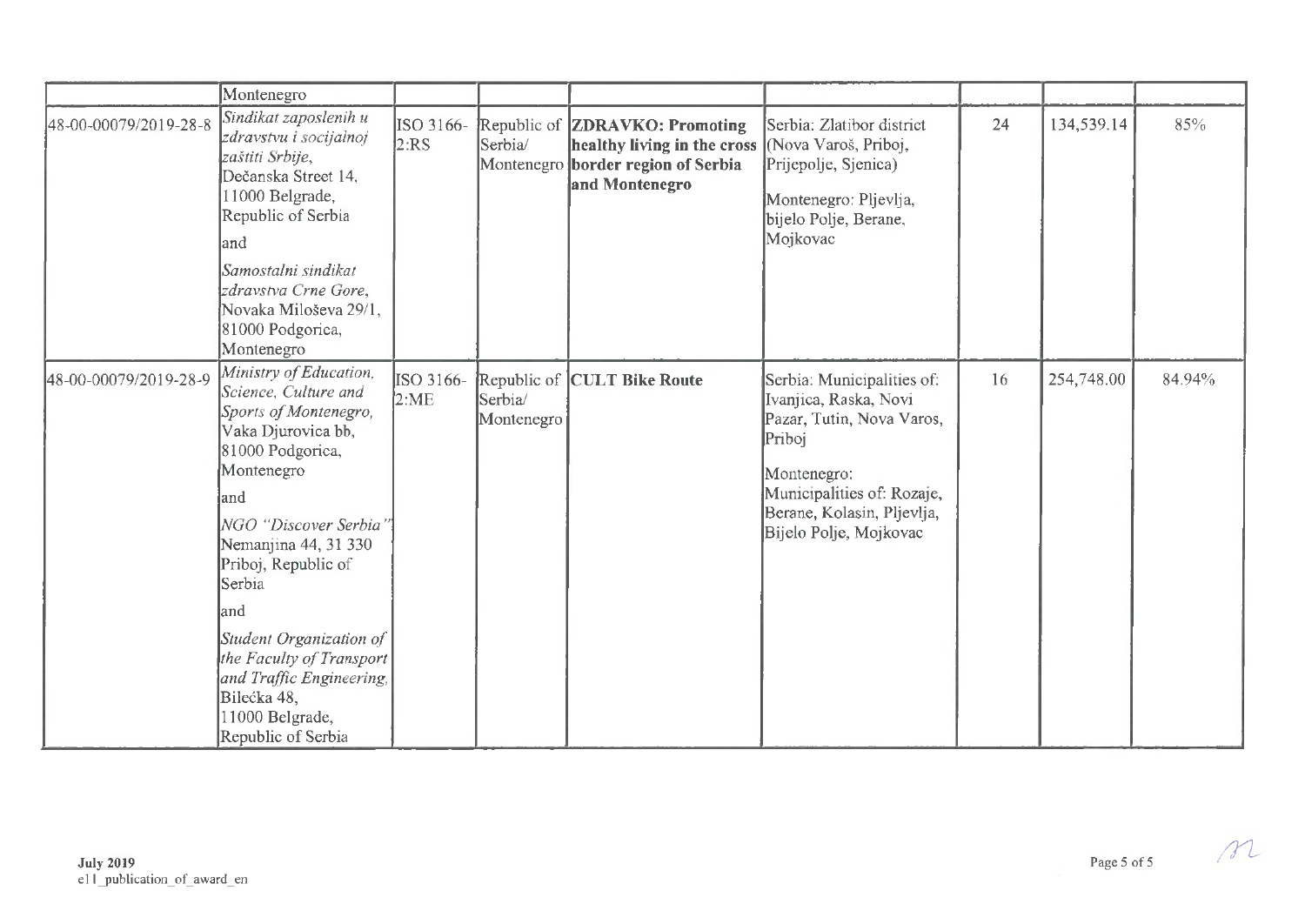| | | | | | | | | |
|---|---|---|---|---|---|---|---|---|
| | Montenegro | | | | | | | |
| 48-00-00079/2019-28-8 | *Sindikat zaposlenih u zdravstvu i socijalnoj zaštiti Srbije*, Dečanska Street 14, 11000 Belgrade, Republic of Serbia<br><br>and<br><br>*Samostalni sindikat zdravstva Crne Gore*, Novaka Miloševa 29/1, 81000 Podgorica, Montenegro | ISO 3166-2:RS | Republic of Serbia/ Montenegro | **ZDRAVKO: Promoting healthy living in the cross border region of Serbia and Montenegro** | Serbia: Zlatibor district (Nova Varoš, Priboj, Prijepolje, Sjenica)<br><br>Montenegro: Pljevlja, bijelo Polje, Berane, Mojkovac | 24 | 134,539.14 | 85% |
| 48-00-00079/2019-28-9 | *Ministry of Education, Science, Culture and Sports of Montenegro*, Vaka Djurovica bb, 81000 Podgorica, Montenegro<br><br>and<br><br>*NGO "Discover Serbia"* Nemanjina 44, 31 330 Priboj, Republic of Serbia<br><br>and<br><br>*Student Organization of the Faculty of Transport and Traffic Engineering*, Bilećka 48, 11000 Belgrade, Republic of Serbia | ISO 3166-2:ME | Republic of Serbia/ Montenegro | **CULT Bike Route** | Serbia: Municipalities of: Ivanjica, Raska, Novi Pazar, Tutin, Nova Varos, Priboj<br><br>Montenegro: Municipalities of: Rozaje, Berane, Kolasin, Pljevlja, Bijelo Polje, Mojkovac | 16 | 254,748.00 | 84.94% |

July 2019
e11_publication_of_award_en